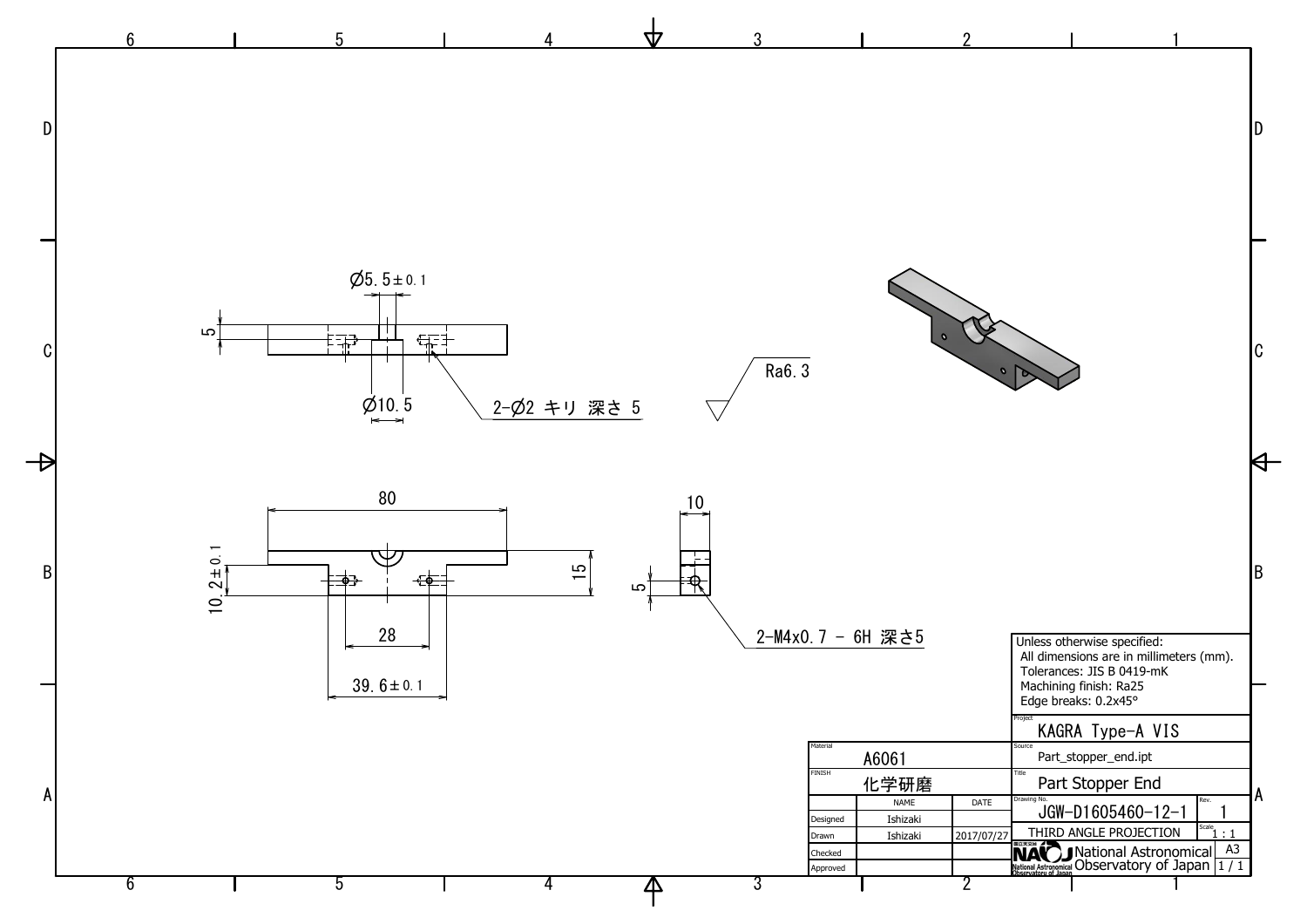Ø5.5±0.1

5

Ø10.5

2-Ø2 キリ 深さ 5

Ra6.3

80

10

10.2±0.1

15

5

28

39.6±0.1

2-M4x0.7 - 6H 深さ5

Unless otherwise specified:
All dimensions are in millimeters (mm).
Tolerances: JIS B 0419-mK
Machining finish: Ra25
Edge breaks: 0.2x45°

| Material | A6061 | | Project | KAGRA Type-A VIS | |
|---|---|---|---|---|---|
| FINISH | 化学研磨 | | Source | Part_stopper_end.ipt | |
| | NAME | DATE | Title | Part Stopper End | |
| Designed | Ishizaki | | Drawing No. | JGW-D1605460-12-1 | Rev. 1 |
| Drawn | Ishizaki | 2017/07/27 | THIRD ANGLE PROJECTION | | Scale 1:1 |
| Checked | | | National Astronomical Observatory of Japan | | A3 |
| Approved | | | | | 1 / 1 |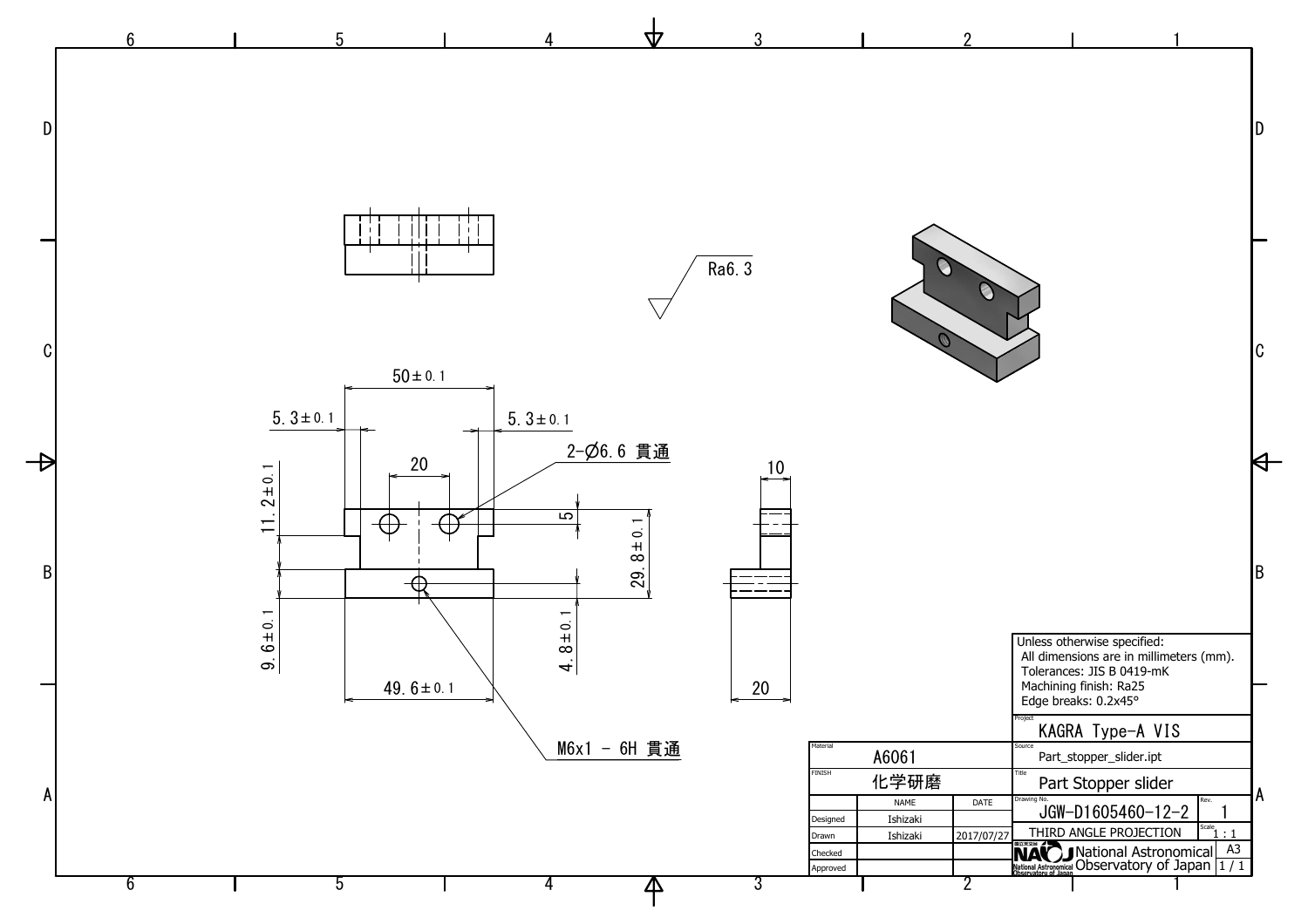50±0.1

5.3±0.1

5.3±0.1

20

2-∅6.6 貫通

10

11.2±0.1

5

29.8±0.1

9.6±0.1

4.8±0.1

49.6±0.1

20

M6x1 - 6H 貫通

Ra6.3

Unless otherwise specified:
All dimensions are in millimeters (mm).
Tolerances: JIS B 0419-mK
Machining finish: Ra25
Edge breaks: 0.2x45°

| | | | | |
|---|---|---|---|---|
| Material | A6061 | | Project | KAGRA Type-A VIS |
| FINISH | 化学研磨 | | Source | Part_stopper_slider.ipt |
| | NAME | DATE | Title | Part Stopper slider |
| Designed | Ishizaki | | Drawing No. | JGW-D1605460-12-2 (Rev. 1) |
| Drawn | Ishizaki | 2017/07/27 | THIRD ANGLE PROJECTION | Scale 1 : 1 |
| Checked | | | National Astronomical Observatory of Japan | A3 |
| Approved | | | | 1 / 1 |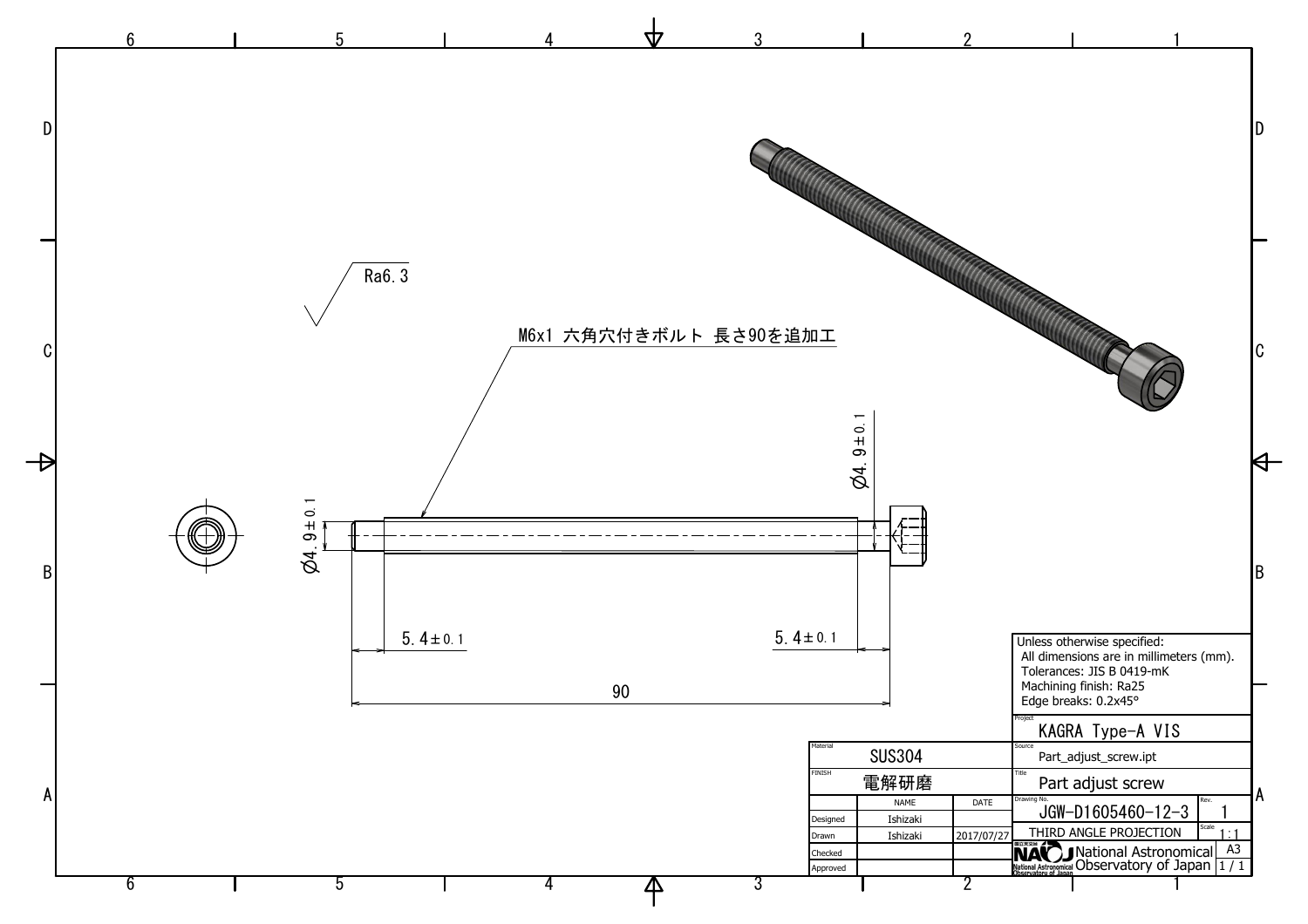Ra6.3

M6x1 六角穴付きボルト 長さ90を追加工

Ø4.9±0.1

Ø4.9±0.1

5.4±0.1

5.4±0.1

90

Unless otherwise specified:
All dimensions are in millimeters (mm).
Tolerances: JIS B 0419-mK
Machining finish: Ra25
Edge breaks: 0.2x45°

| | | | |
|---|---|---|---|
| Material | SUS304 | | |
| FINISH | 電解研磨 | | |
| | NAME | DATE | |
| Designed | Ishizaki | | |
| Drawn | Ishizaki | 2017/07/27 | |
| Checked | | | |
| Approved | | | |

| | |
|---|---|
| Project | KAGRA Type-A VIS |
| Source | Part_adjust_screw.ipt |
| Title | Part adjust screw |
| Drawing No. | JGW-D1605460-12-3 |
| Rev. | 1 |
| Scale | 1:1 |
| | THIRD ANGLE PROJECTION |
| | A3 |
| | 1 / 1 |

National Astronomical Observatory of Japan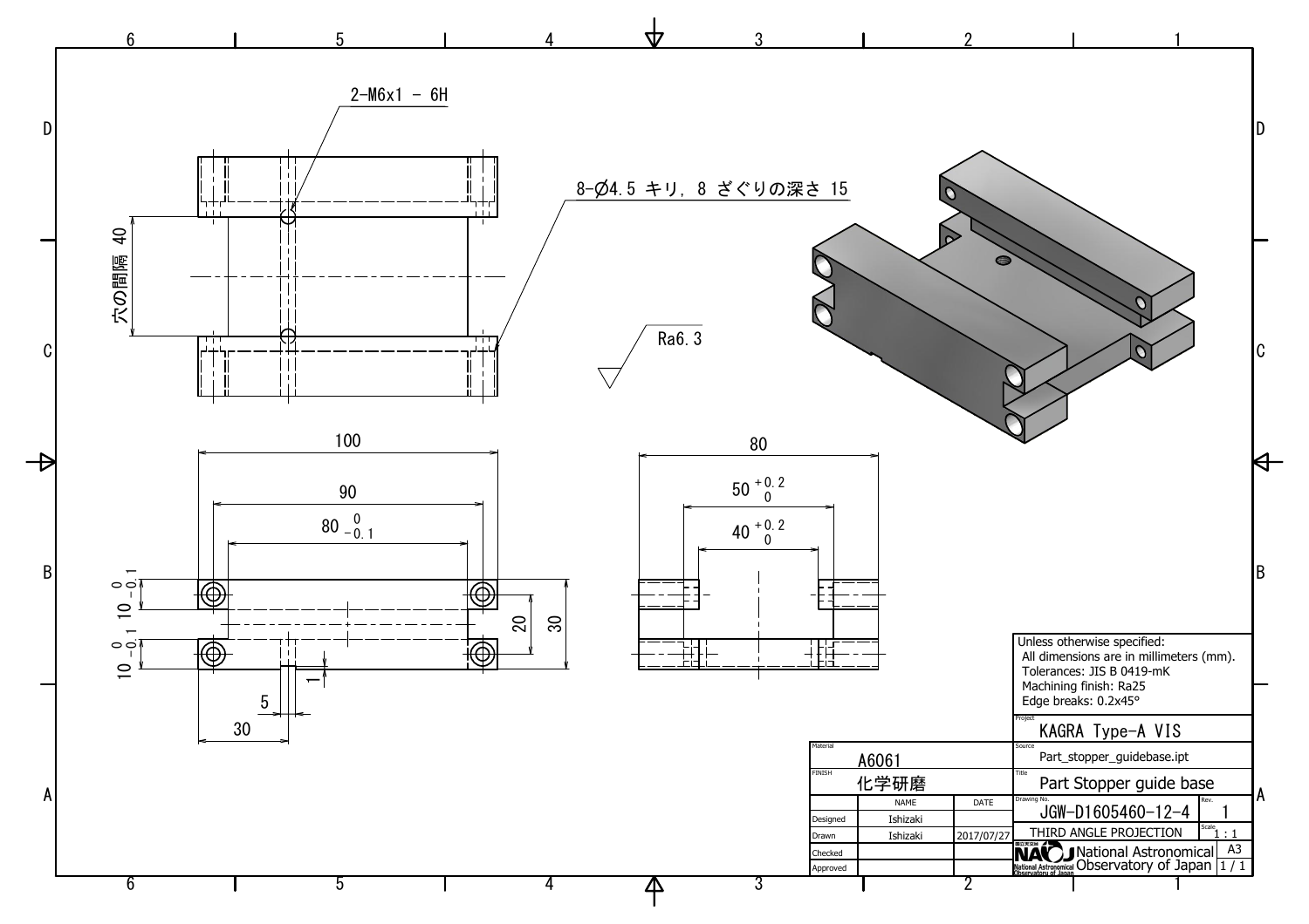2-M6x1 - 6H

8-Ø4.5 キリ, 8 ざぐりの深さ 15

穴の間隔 40

Ra6.3

100

90

$80 ^{0}_{-0.1}$

$10 ^{0}_{-0.1}$

$10 ^{0}_{-0.1}$

20

30

1

5

30

80

$50 ^{+0.2}_{0}$

$40 ^{+0.2}_{0}$

Unless otherwise specified:
All dimensions are in millimeters (mm).
Tolerances: JIS B 0419-mK
Machining finish: Ra25
Edge breaks: 0.2x45°

| | | |
|---|---|---|
| Material | A6061 | |
| FINISH | 化学研磨 | |
| | NAME | DATE |
| Designed | Ishizaki | |
| Drawn | Ishizaki | 2017/07/27 |
| Checked | | |
| Approved | | |

| | |
|---|---|
| Project | KAGRA Type-A VIS |
| Source | Part_stopper_guidebase.ipt |
| Title | Part Stopper guide base |
| Drawing No. | JGW-D1605460-12-4 |
| Rev. | 1 |
| | THIRD ANGLE PROJECTION |
| Scale | 1 : 1 |
| | A3 |
| | 1 / 1 |

National Astronomical Observatory of Japan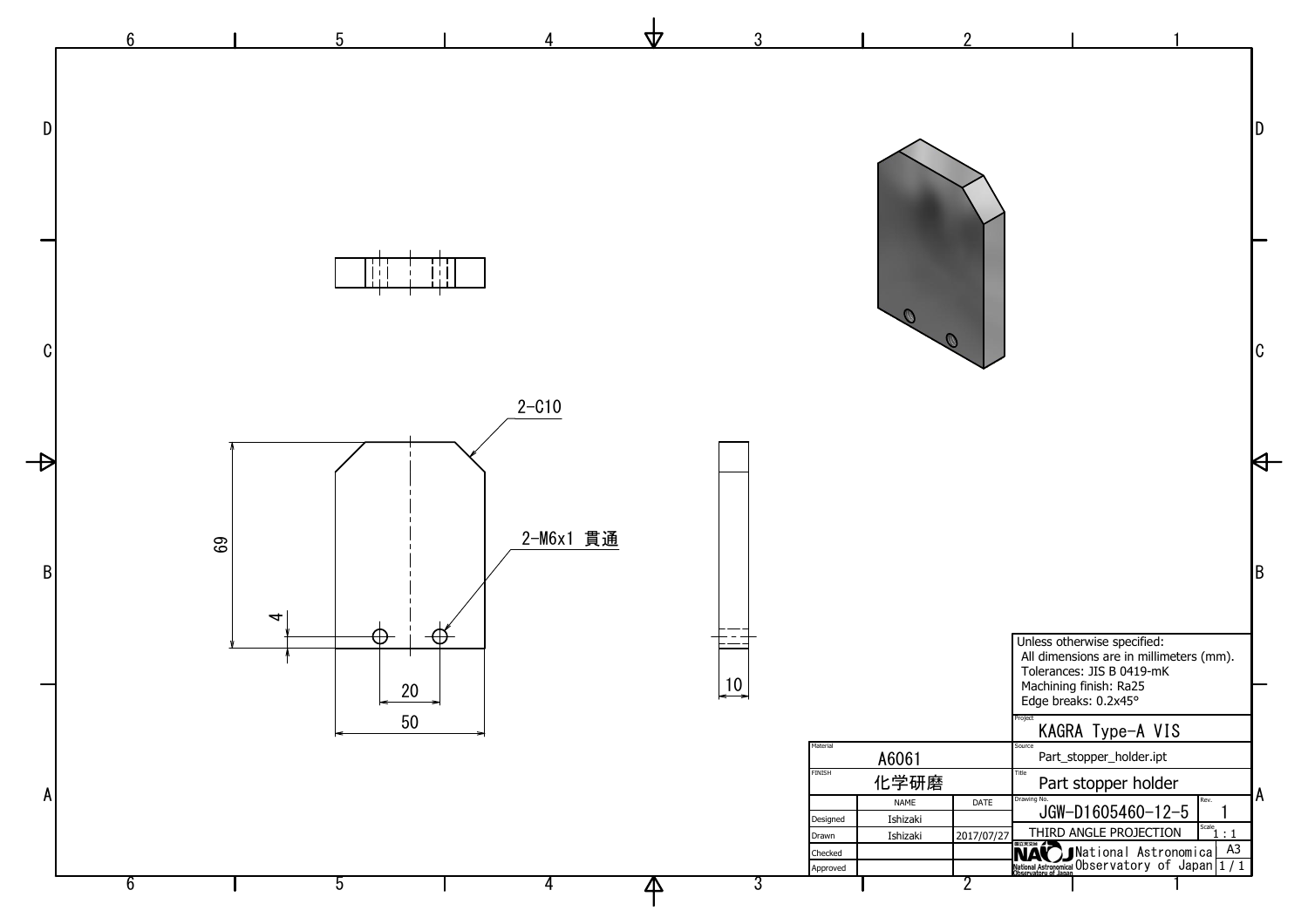2-C10

2-M6x1 貫通

69

4

20

50

10

Unless otherwise specified:
All dimensions are in millimeters (mm).
Tolerances: JIS B 0419-mK
Machining finish: Ra25
Edge breaks: 0.2x45°

| | | |
|---|---|---|
| Project | KAGRA Type-A VIS | |
| Material | A6061 | |
| FINISH | 化学研磨 | |
| Source | Part_stopper_holder.ipt | |
| Title | Part stopper holder | |
| Drawing No. | JGW-D1605460-12-5 | Rev. 1 |
| | THIRD ANGLE PROJECTION | Scale 1 : 1 |
| | National Astronomical Observatory of Japan | A3 1 / 1 |

| | NAME | DATE |
|---|---|---|
| Designed | Ishizaki | |
| Drawn | Ishizaki | 2017/07/27 |
| Checked | | |
| Approved | | |